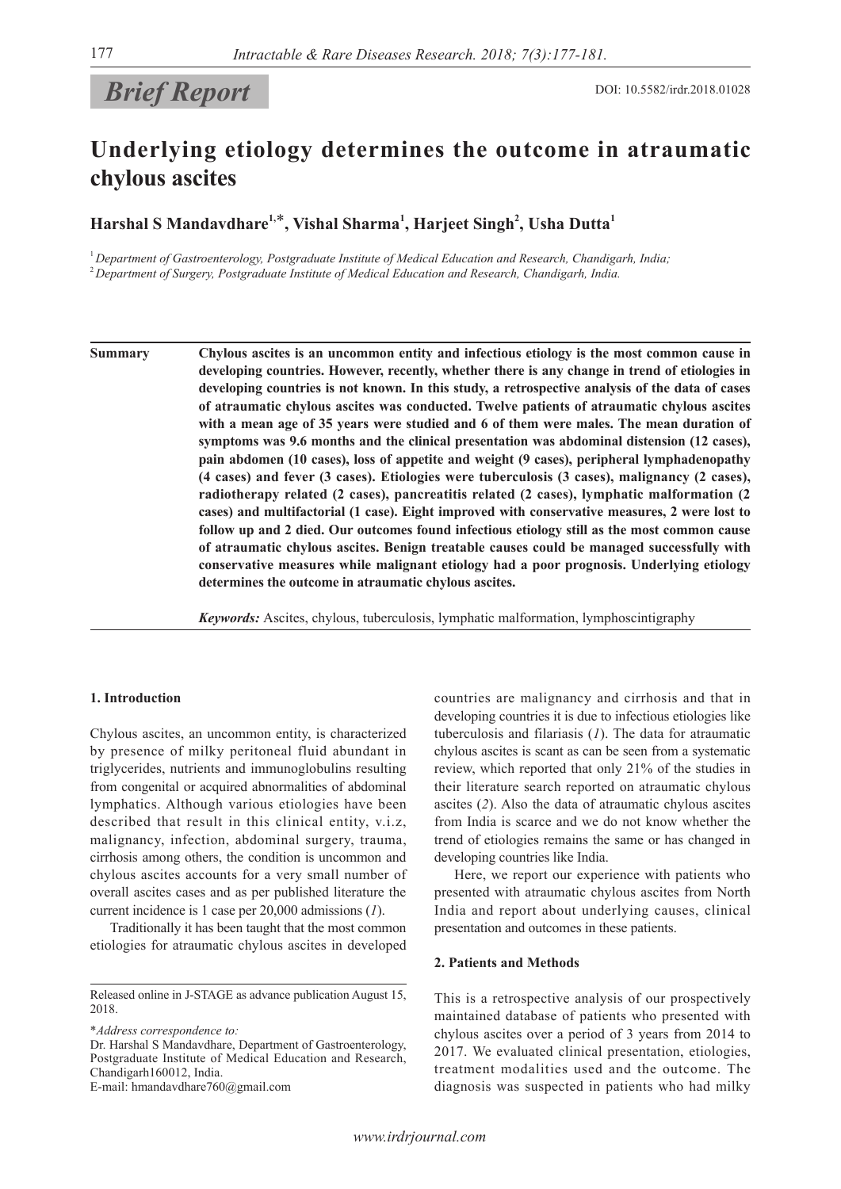*Brief Report*

DOI: 10.5582/irdr.2018.01028

# Underlying etiology determines the outcome in atraumatic chylous ascites

**Harshal S Mandavdhare[1,*], Vishal Sharma[1], Harjeet Singh[2], Usha Dutta[1]**

[1] *Department of Gastroenterology, Postgraduate Institute of Medical Education and Research, Chandigarh, India;*
[2] *Department of Surgery, Postgraduate Institute of Medical Education and Research, Chandigarh, India.*

**Summary** **Chylous ascites is an uncommon entity and infectious etiology is the most common cause in developing countries. However, recently, whether there is any change in trend of etiologies in developing countries is not known. In this study, a retrospective analysis of the data of cases of atraumatic chylous ascites was conducted. Twelve patients of atraumatic chylous ascites with a mean age of 35 years were studied and 6 of them were males. The mean duration of symptoms was 9.6 months and the clinical presentation was abdominal distension (12 cases), pain abdomen (10 cases), loss of appetite and weight (9 cases), peripheral lymphadenopathy (4 cases) and fever (3 cases). Etiologies were tuberculosis (3 cases), malignancy (2 cases), radiotherapy related (2 cases), pancreatitis related (2 cases), lymphatic malformation (2 cases) and multifactorial (1 case). Eight improved with conservative measures, 2 were lost to follow up and 2 died. Our outcomes found infectious etiology still as the most common cause of atraumatic chylous ascites. Benign treatable causes could be managed successfully with conservative measures while malignant etiology had a poor prognosis. Underlying etiology determines the outcome in atraumatic chylous ascites.**

***Keywords:*** Ascites, chylous, tuberculosis, lymphatic malformation, lymphoscintigraphy

## 1. Introduction

Chylous ascites, an uncommon entity, is characterized by presence of milky peritoneal fluid abundant in triglycerides, nutrients and immunoglobulins resulting from congenital or acquired abnormalities of abdominal lymphatics. Although various etiologies have been described that result in this clinical entity, v.i.z, malignancy, infection, abdominal surgery, trauma, cirrhosis among others, the condition is uncommon and chylous ascites accounts for a very small number of overall ascites cases and as per published literature the current incidence is 1 case per 20,000 admissions (*1*).

Traditionally it has been taught that the most common etiologies for atraumatic chylous ascites in developed countries are malignancy and cirrhosis and that in developing countries it is due to infectious etiologies like tuberculosis and filariasis (*1*). The data for atraumatic chylous ascites is scant as can be seen from a systematic review, which reported that only 21% of the studies in their literature search reported on atraumatic chylous ascites (*2*). Also the data of atraumatic chylous ascites from India is scarce and we do not know whether the trend of etiologies remains the same or has changed in developing countries like India.

Here, we report our experience with patients who presented with atraumatic chylous ascites from North India and report about underlying causes, clinical presentation and outcomes in these patients.

## 2. Patients and Methods

This is a retrospective analysis of our prospectively maintained database of patients who presented with chylous ascites over a period of 3 years from 2014 to 2017. We evaluated clinical presentation, etiologies, treatment modalities used and the outcome. The diagnosis was suspected in patients who had milky

Released online in J-STAGE as advance publication August 15, 2018.

*\*Address correspondence to:*
Dr. Harshal S Mandavdhare, Department of Gastroenterology, Postgraduate Institute of Medical Education and Research, Chandigarh160012, India.
E-mail: hmandavdhare760@gmail.com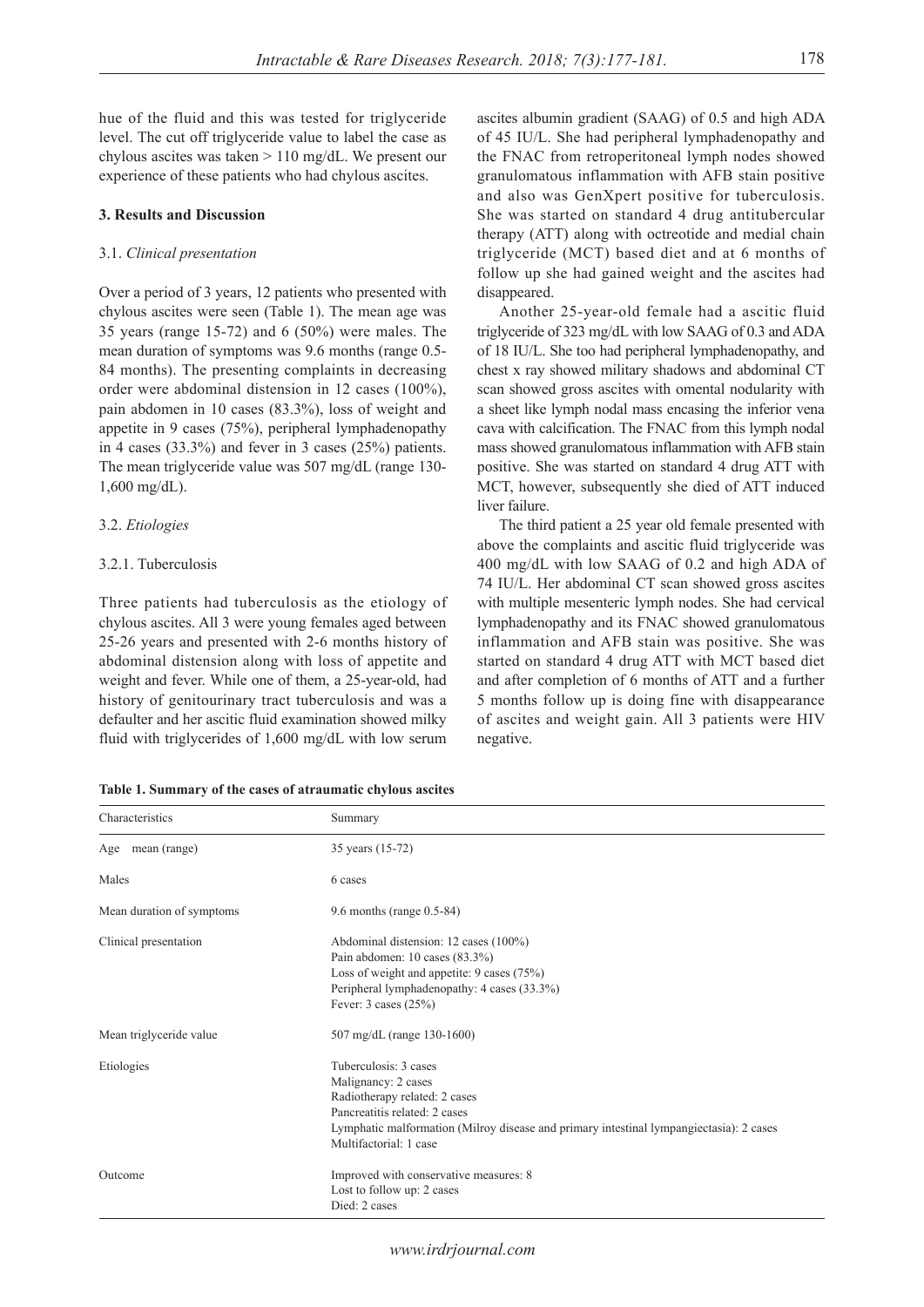hue of the fluid and this was tested for triglyceride level. The cut off triglyceride value to label the case as chylous ascites was taken > 110 mg/dL. We present our experience of these patients who had chylous ascites.

## 3. Results and Discussion

### 3.1. *Clinical presentation*

Over a period of 3 years, 12 patients who presented with chylous ascites were seen (Table 1). The mean age was 35 years (range 15-72) and 6 (50%) were males. The mean duration of symptoms was 9.6 months (range 0.5-84 months). The presenting complaints in decreasing order were abdominal distension in 12 cases (100%), pain abdomen in 10 cases (83.3%), loss of weight and appetite in 9 cases (75%), peripheral lymphadenopathy in 4 cases (33.3%) and fever in 3 cases (25%) patients. The mean triglyceride value was 507 mg/dL (range 130-1,600 mg/dL).

### 3.2. *Etiologies*

#### 3.2.1. Tuberculosis

Three patients had tuberculosis as the etiology of chylous ascites. All 3 were young females aged between 25-26 years and presented with 2-6 months history of abdominal distension along with loss of appetite and weight and fever. While one of them, a 25-year-old, had history of genitourinary tract tuberculosis and was a defaulter and her ascitic fluid examination showed milky fluid with triglycerides of 1,600 mg/dL with low serum ascites albumin gradient (SAAG) of 0.5 and high ADA of 45 IU/L. She had peripheral lymphadenopathy and the FNAC from retroperitoneal lymph nodes showed granulomatous inflammation with AFB stain positive and also was GenXpert positive for tuberculosis. She was started on standard 4 drug antitubercular therapy (ATT) along with octreotide and medial chain triglyceride (MCT) based diet and at 6 months of follow up she had gained weight and the ascites had disappeared.

Another 25-year-old female had a ascitic fluid triglyceride of 323 mg/dL with low SAAG of 0.3 and ADA of 18 IU/L. She too had peripheral lymphadenopathy, and chest x ray showed military shadows and abdominal CT scan showed gross ascites with omental nodularity with a sheet like lymph nodal mass encasing the inferior vena cava with calcification. The FNAC from this lymph nodal mass showed granulomatous inflammation with AFB stain positive. She was started on standard 4 drug ATT with MCT, however, subsequently she died of ATT induced liver failure.

The third patient a 25 year old female presented with above the complaints and ascitic fluid triglyceride was 400 mg/dL with low SAAG of 0.2 and high ADA of 74 IU/L. Her abdominal CT scan showed gross ascites with multiple mesenteric lymph nodes. She had cervical lymphadenopathy and its FNAC showed granulomatous inflammation and AFB stain was positive. She was started on standard 4 drug ATT with MCT based diet and after completion of 6 months of ATT and a further 5 months follow up is doing fine with disappearance of ascites and weight gain. All 3 patients were HIV negative.

**Table 1. Summary of the cases of atraumatic chylous ascites**

| Characteristics | Summary |
|---|---|
| Age mean (range) | 35 years (15-72) |
| Males | 6 cases |
| Mean duration of symptoms | 9.6 months (range 0.5-84) |
| Clinical presentation | Abdominal distension: 12 cases (100%)<br>Pain abdomen: 10 cases (83.3%)<br>Loss of weight and appetite: 9 cases (75%)<br>Peripheral lymphadenopathy: 4 cases (33.3%)<br>Fever: 3 cases (25%) |
| Mean triglyceride value | 507 mg/dL (range 130-1600) |
| Etiologies | Tuberculosis: 3 cases<br>Malignancy: 2 cases<br>Radiotherapy related: 2 cases<br>Pancreatitis related: 2 cases<br>Lymphatic malformation (Milroy disease and primary intestinal lympangiectasia): 2 cases<br>Multifactorial: 1 case |
| Outcome | Improved with conservative measures: 8<br>Lost to follow up: 2 cases<br>Died: 2 cases |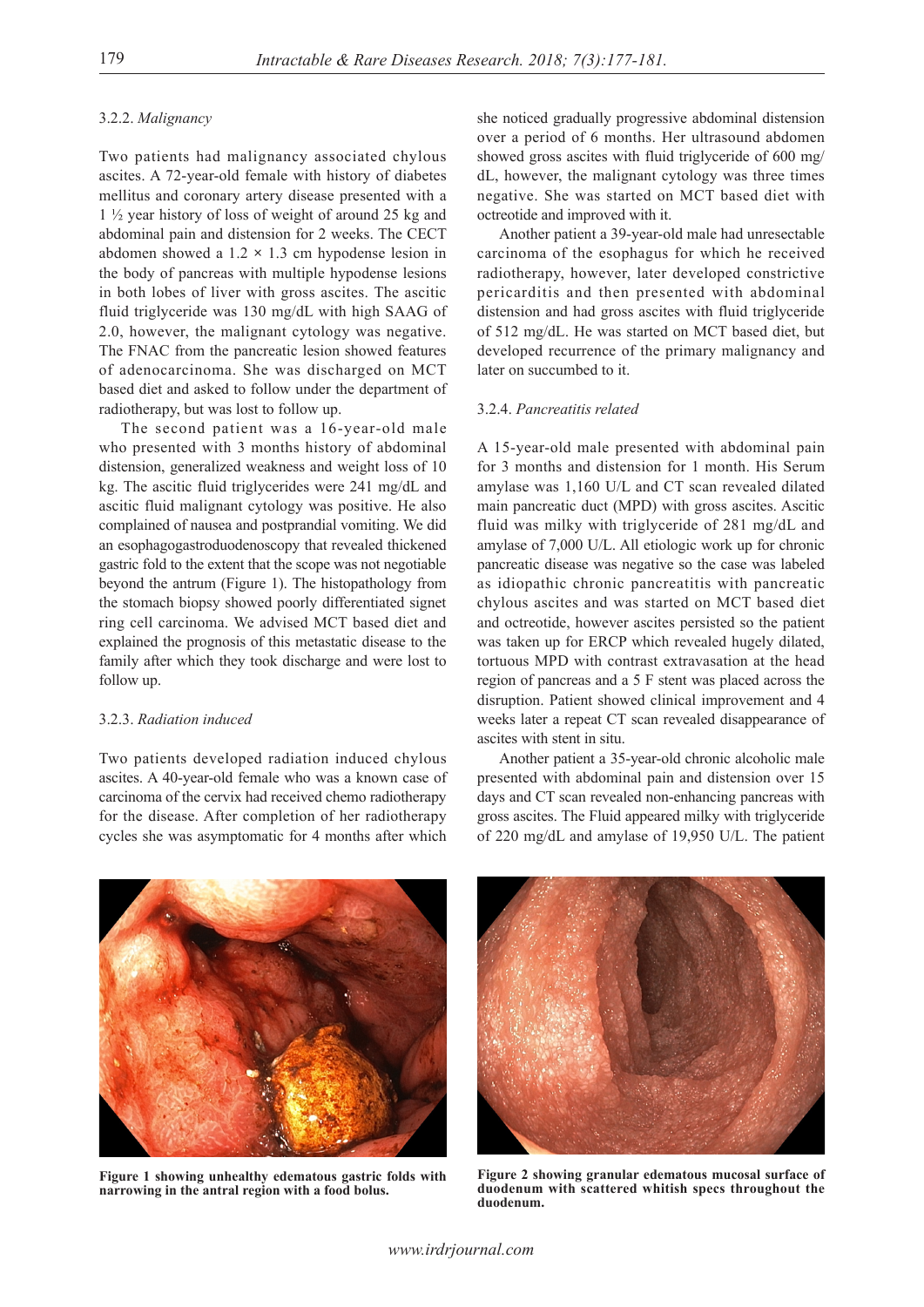#### 3.2.2. *Malignancy*

Two patients had malignancy associated chylous ascites. A 72-year-old female with history of diabetes mellitus and coronary artery disease presented with a 1 ½ year history of loss of weight of around 25 kg and abdominal pain and distension for 2 weeks. The CECT abdomen showed a 1.2 × 1.3 cm hypodense lesion in the body of pancreas with multiple hypodense lesions in both lobes of liver with gross ascites. The ascitic fluid triglyceride was 130 mg/dL with high SAAG of 2.0, however, the malignant cytology was negative. The FNAC from the pancreatic lesion showed features of adenocarcinoma. She was discharged on MCT based diet and asked to follow under the department of radiotherapy, but was lost to follow up.

The second patient was a 16-year-old male who presented with 3 months history of abdominal distension, generalized weakness and weight loss of 10 kg. The ascitic fluid triglycerides were 241 mg/dL and ascitic fluid malignant cytology was positive. He also complained of nausea and postprandial vomiting. We did an esophagogastroduodenoscopy that revealed thickened gastric fold to the extent that the scope was not negotiable beyond the antrum (Figure 1). The histopathology from the stomach biopsy showed poorly differentiated signet ring cell carcinoma. We advised MCT based diet and explained the prognosis of this metastatic disease to the family after which they took discharge and were lost to follow up.

#### 3.2.3. *Radiation induced*

Two patients developed radiation induced chylous ascites. A 40-year-old female who was a known case of carcinoma of the cervix had received chemo radiotherapy for the disease. After completion of her radiotherapy cycles she was asymptomatic for 4 months after which she noticed gradually progressive abdominal distension over a period of 6 months. Her ultrasound abdomen showed gross ascites with fluid triglyceride of 600 mg/dL, however, the malignant cytology was three times negative. She was started on MCT based diet with octreotide and improved with it.

Another patient a 39-year-old male had unresectable carcinoma of the esophagus for which he received radiotherapy, however, later developed constrictive pericarditis and then presented with abdominal distension and had gross ascites with fluid triglyceride of 512 mg/dL. He was started on MCT based diet, but developed recurrence of the primary malignancy and later on succumbed to it.

#### 3.2.4. *Pancreatitis related*

A 15-year-old male presented with abdominal pain for 3 months and distension for 1 month. His Serum amylase was 1,160 U/L and CT scan revealed dilated main pancreatic duct (MPD) with gross ascites. Ascitic fluid was milky with triglyceride of 281 mg/dL and amylase of 7,000 U/L. All etiologic work up for chronic pancreatic disease was negative so the case was labeled as idiopathic chronic pancreatitis with pancreatic chylous ascites and was started on MCT based diet and octreotide, however ascites persisted so the patient was taken up for ERCP which revealed hugely dilated, tortuous MPD with contrast extravasation at the head region of pancreas and a 5 F stent was placed across the disruption. Patient showed clinical improvement and 4 weeks later a repeat CT scan revealed disappearance of ascites with stent in situ.

Another patient a 35-year-old chronic alcoholic male presented with abdominal pain and distension over 15 days and CT scan revealed non-enhancing pancreas with gross ascites. The Fluid appeared milky with triglyceride of 220 mg/dL and amylase of 19,950 U/L. The patient

**Figure 1 showing unhealthy edematous gastric folds with narrowing in the antral region with a food bolus.**

**Figure 2 showing granular edematous mucosal surface of duodenum with scattered whitish specs throughout the duodenum.**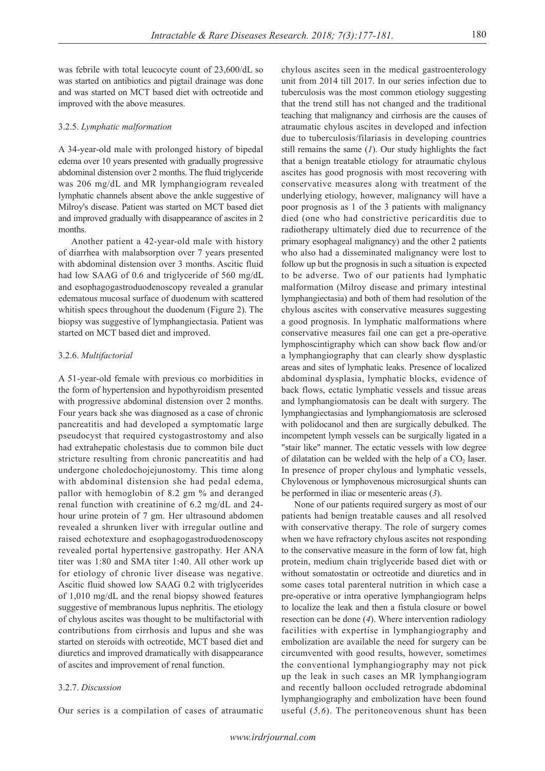was febrile with total leucocyte count of 23,600/dL so was started on antibiotics and pigtail drainage was done and was started on MCT based diet with octreotide and improved with the above measures.

#### 3.2.5. *Lymphatic malformation*

A 34-year-old male with prolonged history of bipedal edema over 10 years presented with gradually progressive abdominal distension over 2 months. The fluid triglyceride was 206 mg/dL and MR lymphangiogram revealed lymphatic channels absent above the ankle suggestive of Milroy's disease. Patient was started on MCT based diet and improved gradually with disappearance of ascites in 2 months.

Another patient a 42-year-old male with history of diarrhea with malabsorption over 7 years presented with abdominal distension over 3 months. Ascitic fluid had low SAAG of 0.6 and triglyceride of 560 mg/dL and esophagogastroduodenoscopy revealed a granular edematous mucosal surface of duodenum with scattered whitish specs throughout the duodenum (Figure 2). The biopsy was suggestive of lymphangiectasia. Patient was started on MCT based diet and improved.

#### 3.2.6. *Multifactorial*

A 51-year-old female with previous co morbidities in the form of hypertension and hypothyroidism presented with progressive abdominal distension over 2 months. Four years back she was diagnosed as a case of chronic pancreatitis and had developed a symptomatic large pseudocyst that required cystogastrostomy and also had extrahepatic cholestasis due to common bile duct stricture resulting from chronic pancreatitis and had undergone choledochojejunostomy. This time along with abdominal distension she had pedal edema, pallor with hemoglobin of 8.2 gm % and deranged renal function with creatinine of 6.2 mg/dL and 24-hour urine protein of 7 gm. Her ultrasound abdomen revealed a shrunken liver with irregular outline and raised echotexture and esophagogastroduodenoscopy revealed portal hypertensive gastropathy. Her ANA titer was 1:80 and SMA titer 1:40. All other work up for etiology of chronic liver disease was negative. Ascitic fluid showed low SAAG 0.2 with triglycerides of 1,010 mg/dL and the renal biopsy showed features suggestive of membranous lupus nephritis. The etiology of chylous ascites was thought to be multifactorial with contributions from cirrhosis and lupus and she was started on steroids with octreotide, MCT based diet and diuretics and improved dramatically with disappearance of ascites and improvement of renal function.

#### 3.2.7. *Discussion*

Our series is a compilation of cases of atraumatic chylous ascites seen in the medical gastroenterology unit from 2014 till 2017. In our series infection due to tuberculosis was the most common etiology suggesting that the trend still has not changed and the traditional teaching that malignancy and cirrhosis are the causes of atraumatic chylous ascites in developed and infection due to tuberculosis/filariasis in developing countries still remains the same (*1*). Our study highlights the fact that a benign treatable etiology for atraumatic chylous ascites has good prognosis with most recovering with conservative measures along with treatment of the underlying etiology, however, malignancy will have a poor prognosis as 1 of the 3 patients with malignancy died (one who had constrictive pericarditis due to radiotherapy ultimately died due to recurrence of the primary esophageal malignancy) and the other 2 patients who also had a disseminated malignancy were lost to follow up but the prognosis in such a situation is expected to be adverse. Two of our patients had lymphatic malformation (Milroy disease and primary intestinal lymphangiectasia) and both of them had resolution of the chylous ascites with conservative measures suggesting a good prognosis. In lymphatic malformations where conservative measures fail one can get a pre-operative lymphoscintigraphy which can show back flow and/or a lymphangiography that can clearly show dysplastic areas and sites of lymphatic leaks. Presence of localized abdominal dysplasia, lymphatic blocks, evidence of back flows, ectatic lymphatic vessels and tissue areas and lymphangiomatosis can be dealt with surgery. The lymphangiectasias and lymphangiomatosis are sclerosed with polidocanol and then are surgically debulked. The incompetent lymph vessels can be surgically ligated in a "stair like" manner. The ectatic vessels with low degree of dilatation can be welded with the help of a $CO_2$ laser. In presence of proper chylous and lymphatic vessels, Chylovenous or lymphovenous microsurgical shunts can be performed in iliac or mesenteric areas (*3*).

None of our patients required surgery as most of our patients had benign treatable causes and all resolved with conservative therapy. The role of surgery comes when we have refractory chylous ascites not responding to the conservative measure in the form of low fat, high protein, medium chain triglyceride based diet with or without somatostatin or octreotide and diuretics and in some cases total parenteral nutrition in which case a pre-operative or intra operative lymphangiogram helps to localize the leak and then a fistula closure or bowel resection can be done (*4*). Where intervention radiology facilities with expertise in lymphangiography and embolization are available the need for surgery can be circumvented with good results, however, sometimes the conventional lymphangiography may not pick up the leak in such cases an MR lymphangiogram and recently balloon occluded retrograde abdominal lymphangiography and embolization have been found useful (*5,6*). The peritoneovenous shunt has been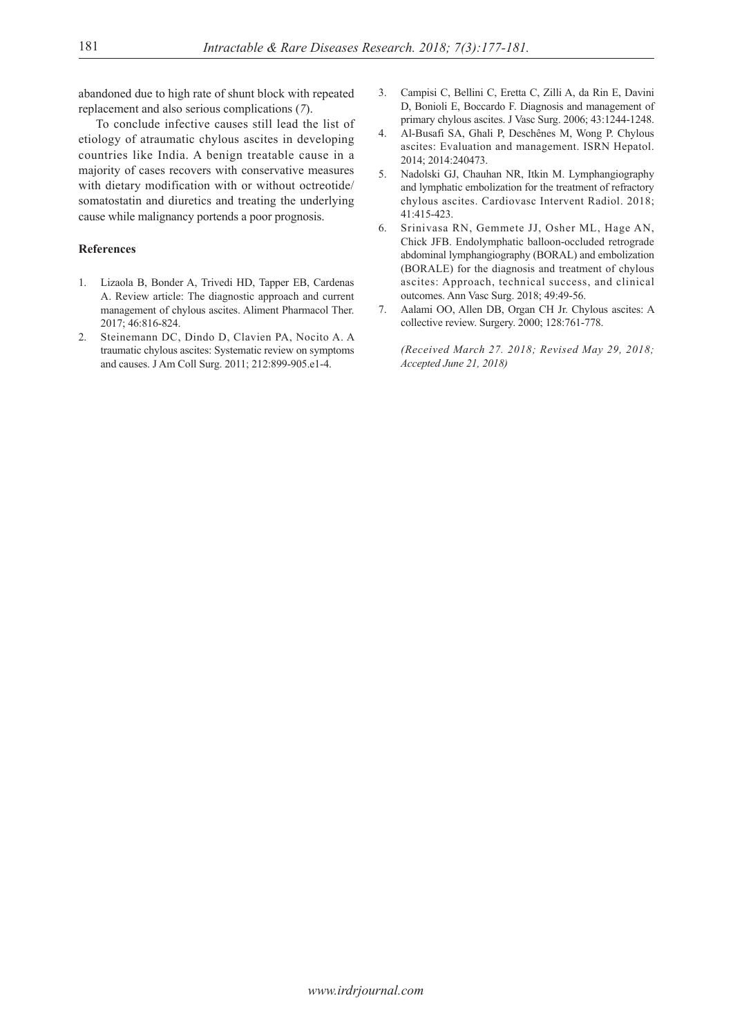abandoned due to high rate of shunt block with repeated replacement and also serious complications (*7*).

To conclude infective causes still lead the list of etiology of atraumatic chylous ascites in developing countries like India. A benign treatable cause in a majority of cases recovers with conservative measures with dietary modification with or without octreotide/somatostatin and diuretics and treating the underlying cause while malignancy portends a poor prognosis.

## References

1. Lizaola B, Bonder A, Trivedi HD, Tapper EB, Cardenas A. Review article: The diagnostic approach and current management of chylous ascites. Aliment Pharmacol Ther. 2017; 46:816-824.
2. Steinemann DC, Dindo D, Clavien PA, Nocito A. A traumatic chylous ascites: Systematic review on symptoms and causes. J Am Coll Surg. 2011; 212:899-905.e1-4.
3. Campisi C, Bellini C, Eretta C, Zilli A, da Rin E, Davini D, Bonioli E, Boccardo F. Diagnosis and management of primary chylous ascites. J Vasc Surg. 2006; 43:1244-1248.
4. Al-Busafi SA, Ghali P, Deschênes M, Wong P. Chylous ascites: Evaluation and management. ISRN Hepatol. 2014; 2014:240473.
5. Nadolski GJ, Chauhan NR, Itkin M. Lymphangiography and lymphatic embolization for the treatment of refractory chylous ascites. Cardiovasc Intervent Radiol. 2018; 41:415-423.
6. Srinivasa RN, Gemmete JJ, Osher ML, Hage AN, Chick JFB. Endolymphatic balloon-occluded retrograde abdominal lymphangiography (BORAL) and embolization (BORALE) for the diagnosis and treatment of chylous ascites: Approach, technical success, and clinical outcomes. Ann Vasc Surg. 2018; 49:49-56.
7. Aalami OO, Allen DB, Organ CH Jr. Chylous ascites: A collective review. Surgery. 2000; 128:761-778.

*(Received March 27. 2018; Revised May 29, 2018; Accepted June 21, 2018)*